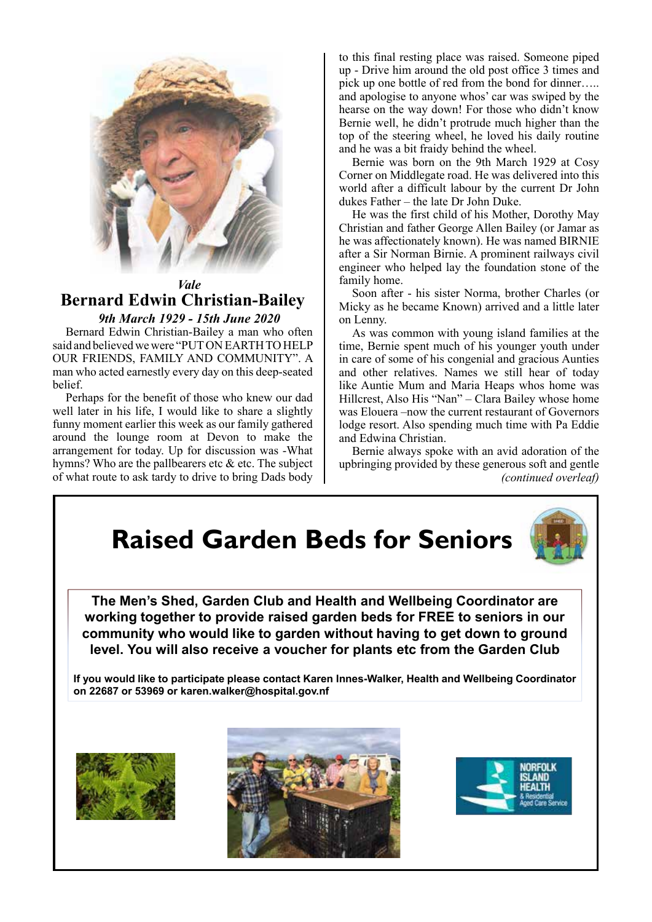*Vale*

# Bernard Edwin Christian-Bailey

***9th March 1929 - 15th June 2020***

Bernard Edwin Christian-Bailey a man who often said and believed we were "PUT ON EARTH TO HELP OUR FRIENDS, FAMILY AND COMMUNITY". A man who acted earnestly every day on this deep-seated belief.

Perhaps for the benefit of those who knew our dad well later in his life, I would like to share a slightly funny moment earlier this week as our family gathered around the lounge room at Devon to make the arrangement for today. Up for discussion was -What hymns? Who are the pallbearers etc & etc. The subject of what route to ask tardy to drive to bring Dads body to this final resting place was raised. Someone piped up - Drive him around the old post office 3 times and pick up one bottle of red from the bond for dinner….. and apologise to anyone whos' car was swiped by the hearse on the way down! For those who didn't know Bernie well, he didn't protrude much higher than the top of the steering wheel, he loved his daily routine and he was a bit fraidy behind the wheel.

Bernie was born on the 9th March 1929 at Cosy Corner on Middlegate road. He was delivered into this world after a difficult labour by the current Dr John dukes Father – the late Dr John Duke.

He was the first child of his Mother, Dorothy May Christian and father George Allen Bailey (or Jamar as he was affectionately known). He was named BIRNIE after a Sir Norman Birnie. A prominent railways civil engineer who helped lay the foundation stone of the family home.

Soon after - his sister Norma, brother Charles (or Micky as he became Known) arrived and a little later on Lenny.

As was common with young island families at the time, Bernie spent much of his younger youth under in care of some of his congenial and gracious Aunties and other relatives. Names we still hear of today like Auntie Mum and Maria Heaps whos home was Hillcrest, Also His "Nan" – Clara Bailey whose home was Elouera –now the current restaurant of Governors lodge resort. Also spending much time with Pa Eddie and Edwina Christian.

Bernie always spoke with an avid adoration of the upbringing provided by these generous soft and gentle

*(continued overleaf)*

# Raised Garden Beds for Seniors

**The Men's Shed, Garden Club and Health and Wellbeing Coordinator are working together to provide raised garden beds for FREE to seniors in our community who would like to garden without having to get down to ground level. You will also receive a voucher for plants etc from the Garden Club**

**If you would like to participate please contact Karen Innes-Walker, Health and Wellbeing Coordinator on 22687 or 53969 or karen.walker@hospital.gov.nf**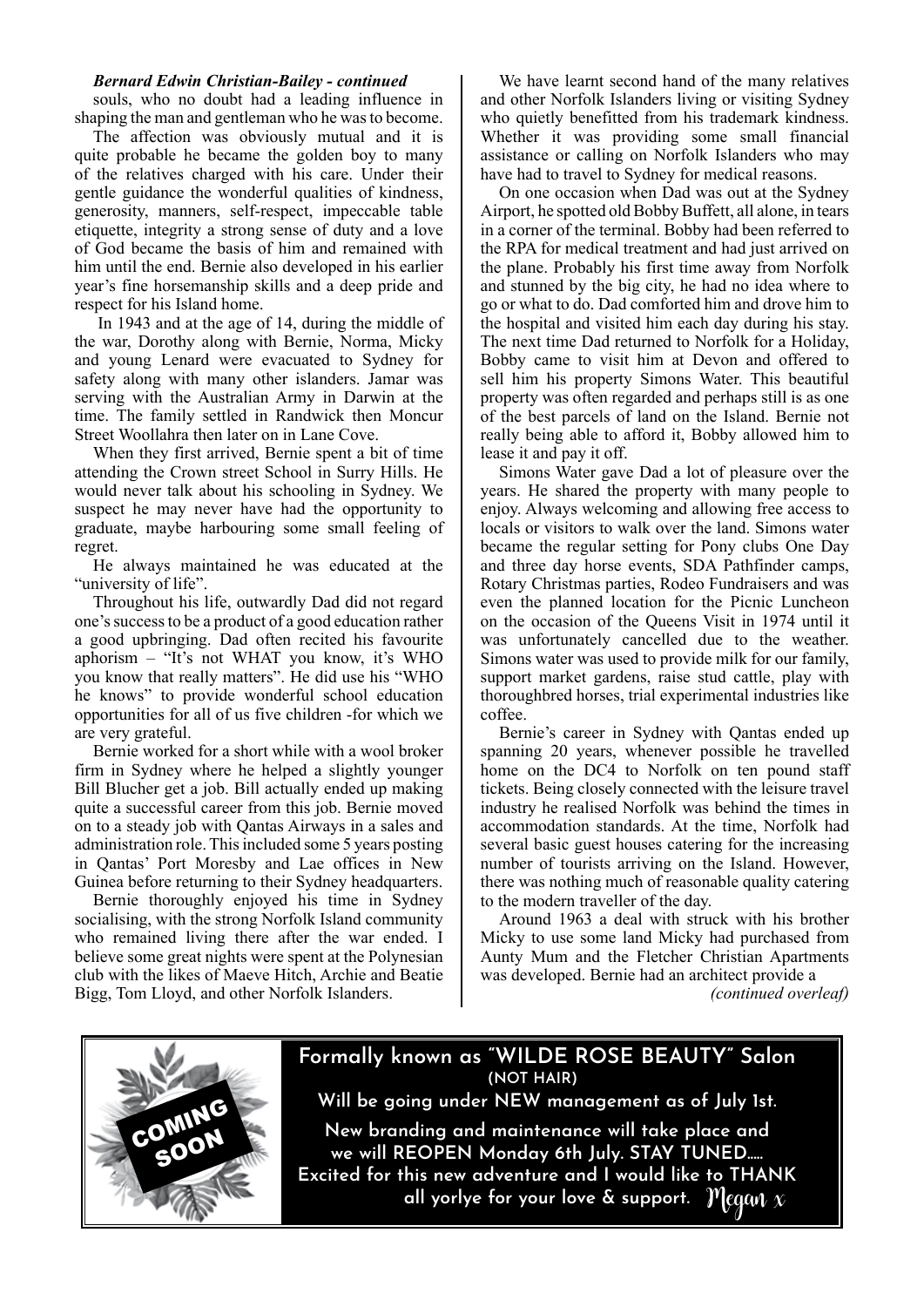***Bernard Edwin Christian-Bailey - continued***

souls, who no doubt had a leading influence in shaping the man and gentleman who he was to become.

The affection was obviously mutual and it is quite probable he became the golden boy to many of the relatives charged with his care. Under their gentle guidance the wonderful qualities of kindness, generosity, manners, self-respect, impeccable table etiquette, integrity a strong sense of duty and a love of God became the basis of him and remained with him until the end. Bernie also developed in his earlier year's fine horsemanship skills and a deep pride and respect for his Island home.

In 1943 and at the age of 14, during the middle of the war, Dorothy along with Bernie, Norma, Micky and young Lenard were evacuated to Sydney for safety along with many other islanders. Jamar was serving with the Australian Army in Darwin at the time. The family settled in Randwick then Moncur Street Woollahra then later on in Lane Cove.

When they first arrived, Bernie spent a bit of time attending the Crown street School in Surry Hills. He would never talk about his schooling in Sydney. We suspect he may never have had the opportunity to graduate, maybe harbouring some small feeling of regret.

He always maintained he was educated at the "university of life".

Throughout his life, outwardly Dad did not regard one's success to be a product of a good education rather a good upbringing. Dad often recited his favourite aphorism – "It's not WHAT you know, it's WHO you know that really matters". He did use his "WHO he knows" to provide wonderful school education opportunities for all of us five children -for which we are very grateful.

Bernie worked for a short while with a wool broker firm in Sydney where he helped a slightly younger Bill Blucher get a job. Bill actually ended up making quite a successful career from this job. Bernie moved on to a steady job with Qantas Airways in a sales and administration role. This included some 5 years posting in Qantas' Port Moresby and Lae offices in New Guinea before returning to their Sydney headquarters.

Bernie thoroughly enjoyed his time in Sydney socialising, with the strong Norfolk Island community who remained living there after the war ended. I believe some great nights were spent at the Polynesian club with the likes of Maeve Hitch, Archie and Beatie Bigg, Tom Lloyd, and other Norfolk Islanders.

We have learnt second hand of the many relatives and other Norfolk Islanders living or visiting Sydney who quietly benefitted from his trademark kindness. Whether it was providing some small financial assistance or calling on Norfolk Islanders who may have had to travel to Sydney for medical reasons.

On one occasion when Dad was out at the Sydney Airport, he spotted old Bobby Buffett, all alone, in tears in a corner of the terminal. Bobby had been referred to the RPA for medical treatment and had just arrived on the plane. Probably his first time away from Norfolk and stunned by the big city, he had no idea where to go or what to do. Dad comforted him and drove him to the hospital and visited him each day during his stay. The next time Dad returned to Norfolk for a Holiday, Bobby came to visit him at Devon and offered to sell him his property Simons Water. This beautiful property was often regarded and perhaps still is as one of the best parcels of land on the Island. Bernie not really being able to afford it, Bobby allowed him to lease it and pay it off.

Simons Water gave Dad a lot of pleasure over the years. He shared the property with many people to enjoy. Always welcoming and allowing free access to locals or visitors to walk over the land. Simons water became the regular setting for Pony clubs One Day and three day horse events, SDA Pathfinder camps, Rotary Christmas parties, Rodeo Fundraisers and was even the planned location for the Picnic Luncheon on the occasion of the Queens Visit in 1974 until it was unfortunately cancelled due to the weather. Simons water was used to provide milk for our family, support market gardens, raise stud cattle, play with thoroughbred horses, trial experimental industries like coffee.

Bernie's career in Sydney with Qantas ended up spanning 20 years, whenever possible he travelled home on the DC4 to Norfolk on ten pound staff tickets. Being closely connected with the leisure travel industry he realised Norfolk was behind the times in accommodation standards. At the time, Norfolk had several basic guest houses catering for the increasing number of tourists arriving on the Island. However, there was nothing much of reasonable quality catering to the modern traveller of the day.

Around 1963 a deal with struck with his brother Micky to use some land Micky had purchased from Aunty Mum and the Fletcher Christian Apartments was developed. Bernie had an architect provide a

*(continued overleaf)*

COMING SOON

**Formally known as "WILDE ROSE BEAUTY" Salon**
**(NOT HAIR)**

Will be going under NEW management as of July 1st.

New branding and maintenance will take place and we will REOPEN Monday 6th July. STAY TUNED.....

Excited for this new adventure and I would like to THANK all yorlye for your love & support. Megan x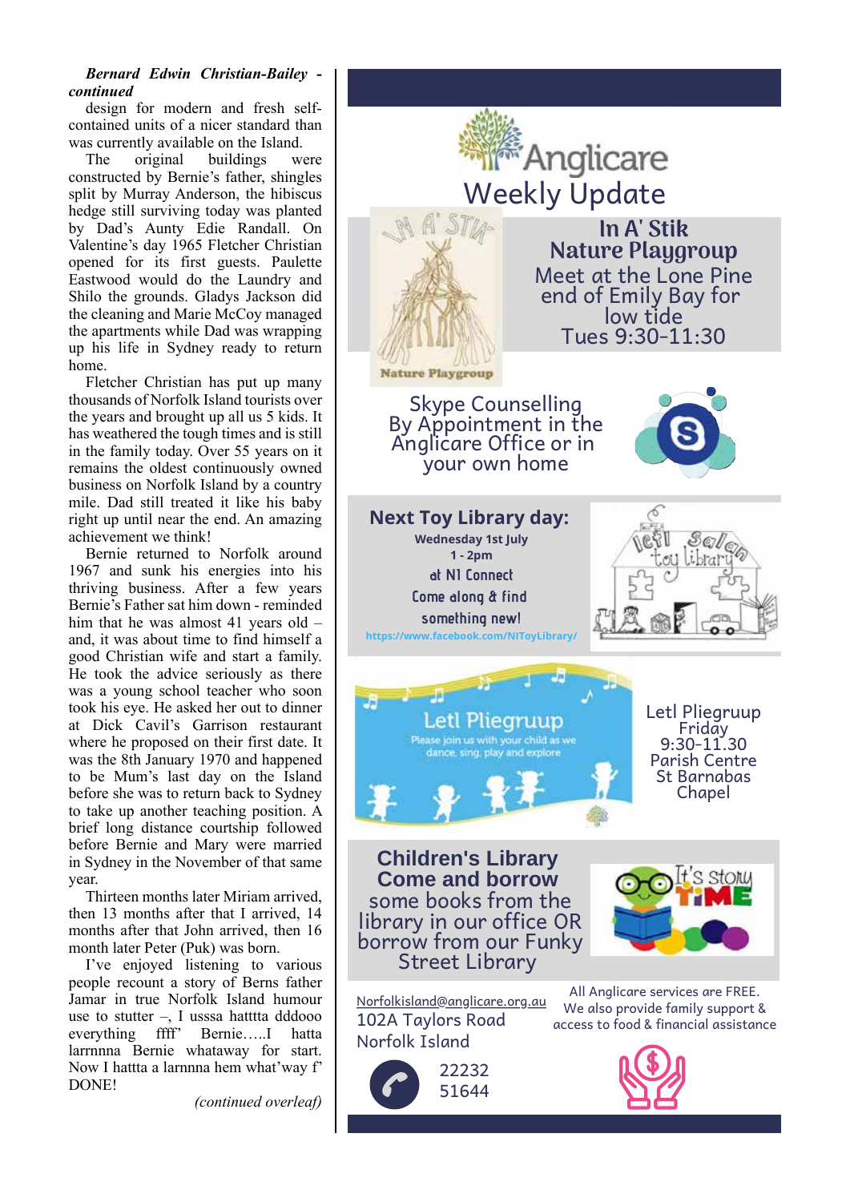***Bernard Edwin Christian-Bailey - continued***

design for modern and fresh self-contained units of a nicer standard than was currently available on the Island.

The original buildings were constructed by Bernie's father, shingles split by Murray Anderson, the hibiscus hedge still surviving today was planted by Dad's Aunty Edie Randall. On Valentine's day 1965 Fletcher Christian opened for its first guests. Paulette Eastwood would do the Laundry and Shilo the grounds. Gladys Jackson did the cleaning and Marie McCoy managed the apartments while Dad was wrapping up his life in Sydney ready to return home.

Fletcher Christian has put up many thousands of Norfolk Island tourists over the years and brought up all us 5 kids. It has weathered the tough times and is still in the family today. Over 55 years on it remains the oldest continuously owned business on Norfolk Island by a country mile. Dad still treated it like his baby right up until near the end. An amazing achievement we think!

Bernie returned to Norfolk around 1967 and sunk his energies into his thriving business. After a few years Bernie's Father sat him down - reminded him that he was almost 41 years old – and, it was about time to find himself a good Christian wife and start a family. He took the advice seriously as there was a young school teacher who soon took his eye. He asked her out to dinner at Dick Cavil's Garrison restaurant where he proposed on their first date. It was the 8th January 1970 and happened to be Mum's last day on the Island before she was to return back to Sydney to take up another teaching position. A brief long distance courtship followed before Bernie and Mary were married in Sydney in the November of that same year.

Thirteen months later Miriam arrived, then 13 months after that I arrived, 14 months after that John arrived, then 16 month later Peter (Puk) was born.

I've enjoyed listening to various people recount a story of Berns father Jamar in true Norfolk Island humour use to stutter –, I usssa hatttta dddooo everything ffff' Bernie…..I hatta larrnnna Bernie whataway for start. Now I hattta a larnnna hem what'way f' DONE!

*(continued overleaf)*

# Anglicare Weekly Update

## In A' Stik Nature Playgroup

Meet at the Lone Pine end of Emily Bay for low tide
Tues 9:30-11:30

## Skype Counselling

By Appointment in the Anglicare Office or in your own home

## Next Toy Library day:

**Wednesday 1st July**
**1 - 2pm**
**at NI Connect**
**Come along & find something new!**
https://www.facebook.com/NIToyLibrary/

## Letl Pliegruup

Please join us with your child as we dance, sing, play and explore

Letl Pliegruup
Friday
9:30-11.30
Parish Centre
St Barnabas Chapel

## Children's Library

**Come and borrow** some books from the library in our office OR borrow from our Funky Street Library

Norfolkisland@anglicare.org.au
102A Taylors Road
Norfolk Island

22232
51644

All Anglicare services are FREE.
We also provide family support & access to food & financial assistance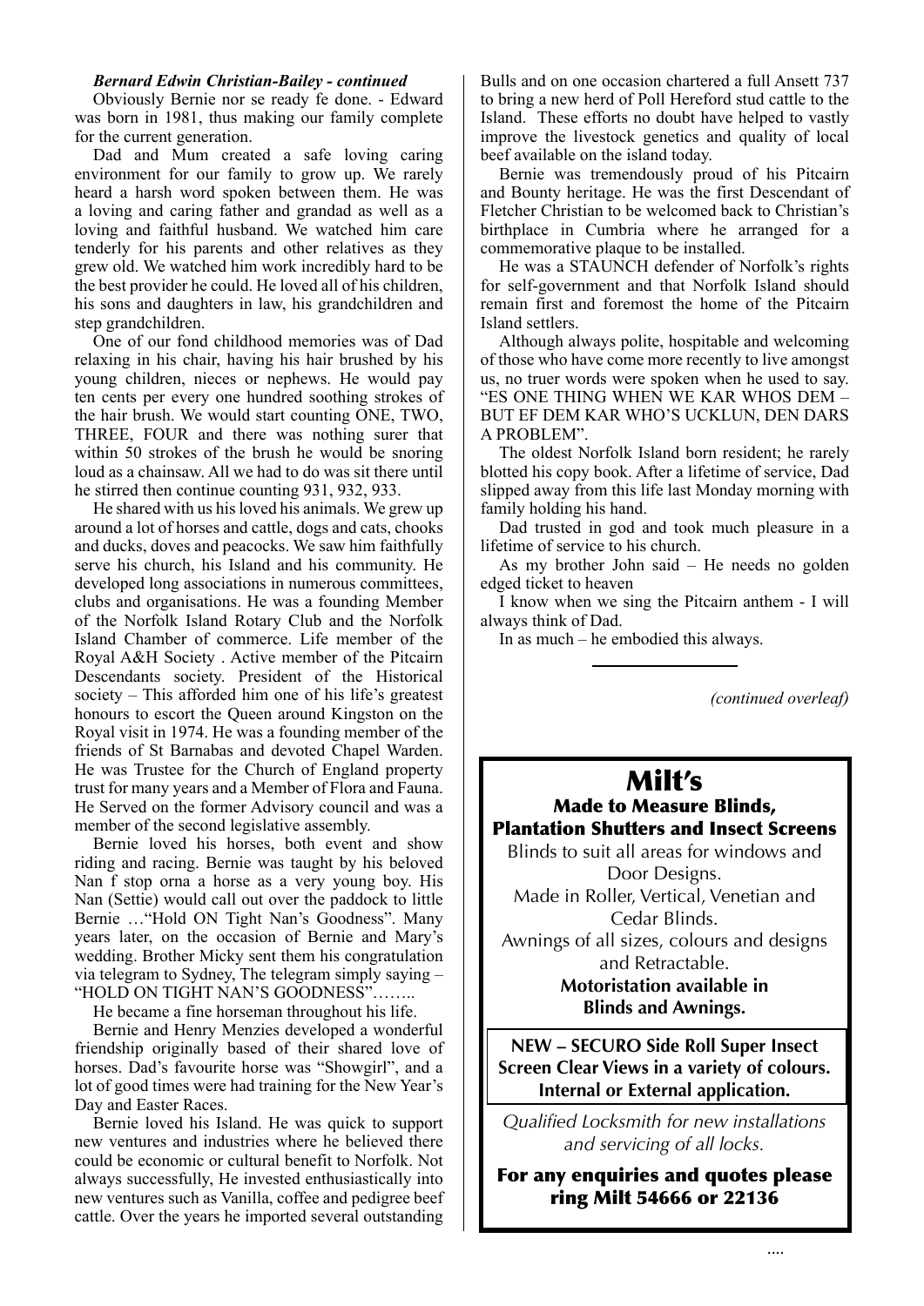***Bernard Edwin Christian-Bailey - continued***

Obviously Bernie nor se ready fe done. - Edward was born in 1981, thus making our family complete for the current generation.

Dad and Mum created a safe loving caring environment for our family to grow up. We rarely heard a harsh word spoken between them. He was a loving and caring father and grandad as well as a loving and faithful husband. We watched him care tenderly for his parents and other relatives as they grew old. We watched him work incredibly hard to be the best provider he could. He loved all of his children, his sons and daughters in law, his grandchildren and step grandchildren.

One of our fond childhood memories was of Dad relaxing in his chair, having his hair brushed by his young children, nieces or nephews. He would pay ten cents per every one hundred soothing strokes of the hair brush. We would start counting ONE, TWO, THREE, FOUR and there was nothing surer that within 50 strokes of the brush he would be snoring loud as a chainsaw. All we had to do was sit there until he stirred then continue counting 931, 932, 933.

He shared with us his loved his animals. We grew up around a lot of horses and cattle, dogs and cats, chooks and ducks, doves and peacocks. We saw him faithfully serve his church, his Island and his community. He developed long associations in numerous committees, clubs and organisations. He was a founding Member of the Norfolk Island Rotary Club and the Norfolk Island Chamber of commerce. Life member of the Royal A&H Society . Active member of the Pitcairn Descendants society. President of the Historical society – This afforded him one of his life's greatest honours to escort the Queen around Kingston on the Royal visit in 1974. He was a founding member of the friends of St Barnabas and devoted Chapel Warden. He was Trustee for the Church of England property trust for many years and a Member of Flora and Fauna. He Served on the former Advisory council and was a member of the second legislative assembly.

Bernie loved his horses, both event and show riding and racing. Bernie was taught by his beloved Nan f stop orna a horse as a very young boy. His Nan (Settie) would call out over the paddock to little Bernie …"Hold ON Tight Nan's Goodness". Many years later, on the occasion of Bernie and Mary's wedding. Brother Micky sent them his congratulation via telegram to Sydney, The telegram simply saying – "HOLD ON TIGHT NAN'S GOODNESS"……..

He became a fine horseman throughout his life.

Bernie and Henry Menzies developed a wonderful friendship originally based of their shared love of horses. Dad's favourite horse was "Showgirl", and a lot of good times were had training for the New Year's Day and Easter Races.

Bernie loved his Island. He was quick to support new ventures and industries where he believed there could be economic or cultural benefit to Norfolk. Not always successfully, He invested enthusiastically into new ventures such as Vanilla, coffee and pedigree beef cattle. Over the years he imported several outstanding Bulls and on one occasion chartered a full Ansett 737 to bring a new herd of Poll Hereford stud cattle to the Island. These efforts no doubt have helped to vastly improve the livestock genetics and quality of local beef available on the island today.

Bernie was tremendously proud of his Pitcairn and Bounty heritage. He was the first Descendant of Fletcher Christian to be welcomed back to Christian's birthplace in Cumbria where he arranged for a commemorative plaque to be installed.

He was a STAUNCH defender of Norfolk's rights for self-government and that Norfolk Island should remain first and foremost the home of the Pitcairn Island settlers.

Although always polite, hospitable and welcoming of those who have come more recently to live amongst us, no truer words were spoken when he used to say. "ES ONE THING WHEN WE KAR WHOS DEM – BUT EF DEM KAR WHO'S UCKLUN, DEN DARS A PROBLEM".

The oldest Norfolk Island born resident; he rarely blotted his copy book. After a lifetime of service, Dad slipped away from this life last Monday morning with family holding his hand.

Dad trusted in god and took much pleasure in a lifetime of service to his church.

As my brother John said – He needs no golden edged ticket to heaven

I know when we sing the Pitcairn anthem - I will always think of Dad.

In as much – he embodied this always.

---

*(continued overleaf)*

# Milt's

**Made to Measure Blinds, Plantation Shutters and Insect Screens**

Blinds to suit all areas for windows and Door Designs.

Made in Roller, Vertical, Venetian and Cedar Blinds.

Awnings of all sizes, colours and designs and Retractable.

**Motoristation available in Blinds and Awnings.**

**NEW – SECURO Side Roll Super Insect Screen Clear Views in a variety of colours. Internal or External application.**

*Qualified Locksmith for new installations and servicing of all locks.*

**For any enquiries and quotes please ring Milt 54666 or 22136**

....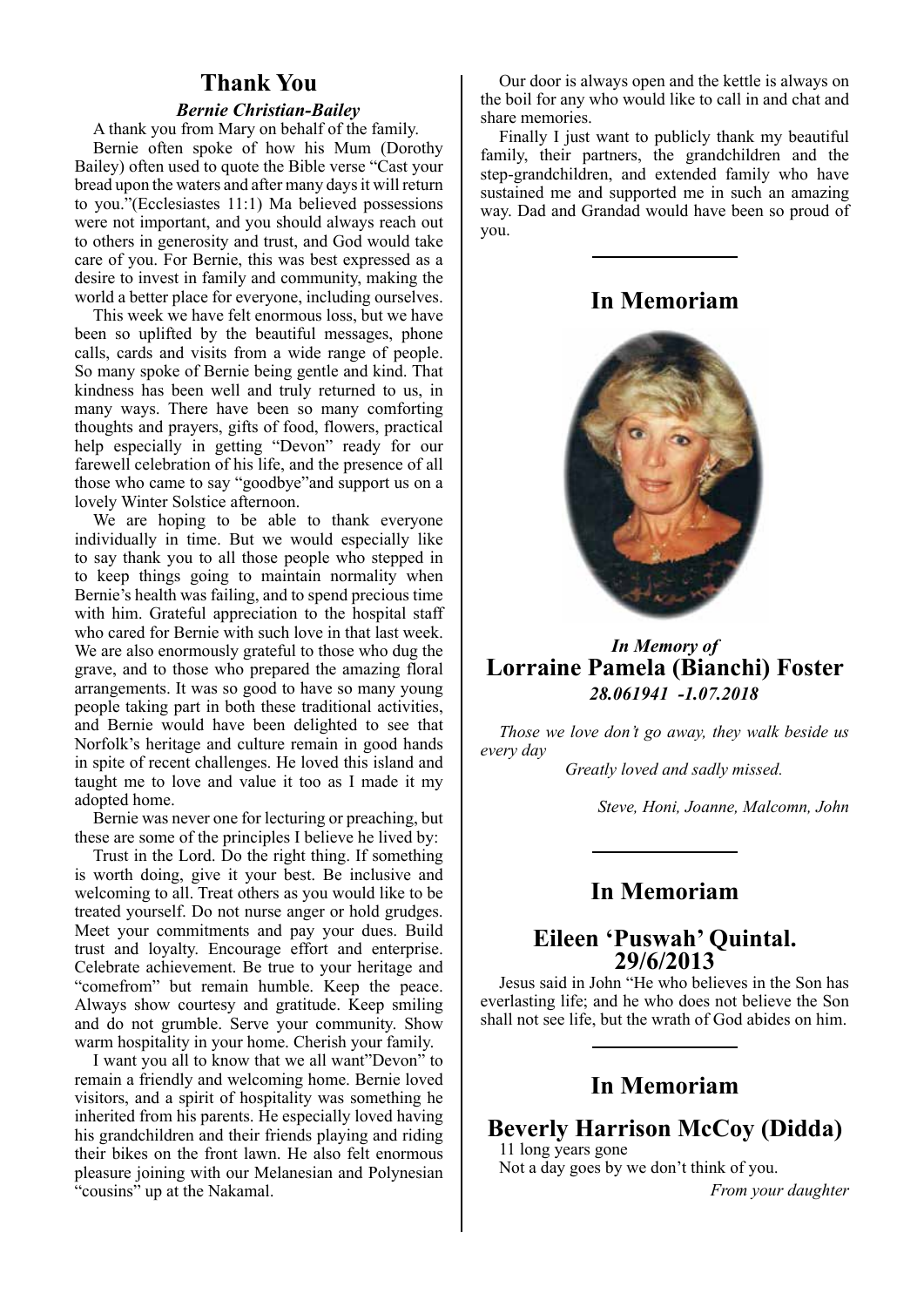## Thank You

***Bernie Christian-Bailey***

A thank you from Mary on behalf of the family.

Bernie often spoke of how his Mum (Dorothy Bailey) often used to quote the Bible verse "Cast your bread upon the waters and after many days it will return to you."(Ecclesiastes 11:1) Ma believed possessions were not important, and you should always reach out to others in generosity and trust, and God would take care of you. For Bernie, this was best expressed as a desire to invest in family and community, making the world a better place for everyone, including ourselves.

This week we have felt enormous loss, but we have been so uplifted by the beautiful messages, phone calls, cards and visits from a wide range of people. So many spoke of Bernie being gentle and kind. That kindness has been well and truly returned to us, in many ways. There have been so many comforting thoughts and prayers, gifts of food, flowers, practical help especially in getting "Devon" ready for our farewell celebration of his life, and the presence of all those who came to say "goodbye"and support us on a lovely Winter Solstice afternoon.

We are hoping to be able to thank everyone individually in time. But we would especially like to say thank you to all those people who stepped in to keep things going to maintain normality when Bernie's health was failing, and to spend precious time with him. Grateful appreciation to the hospital staff who cared for Bernie with such love in that last week. We are also enormously grateful to those who dug the grave, and to those who prepared the amazing floral arrangements. It was so good to have so many young people taking part in both these traditional activities, and Bernie would have been delighted to see that Norfolk's heritage and culture remain in good hands in spite of recent challenges. He loved this island and taught me to love and value it too as I made it my adopted home.

Bernie was never one for lecturing or preaching, but these are some of the principles I believe he lived by:

Trust in the Lord. Do the right thing. If something is worth doing, give it your best. Be inclusive and welcoming to all. Treat others as you would like to be treated yourself. Do not nurse anger or hold grudges. Meet your commitments and pay your dues. Build trust and loyalty. Encourage effort and enterprise. Celebrate achievement. Be true to your heritage and "comefrom" but remain humble. Keep the peace. Always show courtesy and gratitude. Keep smiling and do not grumble. Serve your community. Show warm hospitality in your home. Cherish your family.

I want you all to know that we all want"Devon" to remain a friendly and welcoming home. Bernie loved visitors, and a spirit of hospitality was something he inherited from his parents. He especially loved having his grandchildren and their friends playing and riding their bikes on the front lawn. He also felt enormous pleasure joining with our Melanesian and Polynesian "cousins" up at the Nakamal.

Our door is always open and the kettle is always on the boil for any who would like to call in and chat and share memories.

Finally I just want to publicly thank my beautiful family, their partners, the grandchildren and the step-grandchildren, and extended family who have sustained me and supported me in such an amazing way. Dad and Grandad would have been so proud of you.

---

## In Memoriam

***In Memory of***

### Lorraine Pamela (Bianchi) Foster

***28.061941 -1.07.2018***

*Those we love don't go away, they walk beside us every day*

*Greatly loved and sadly missed.*

*Steve, Honi, Joanne, Malcomn, John*

---

## In Memoriam

### Eileen 'Puswah' Quintal. 29/6/2013

Jesus said in John "He who believes in the Son has everlasting life; and he who does not believe the Son shall not see life, but the wrath of God abides on him.

---

## In Memoriam

### Beverly Harrison McCoy (Didda)

11 long years gone
Not a day goes by we don't think of you.

*From your daughter*